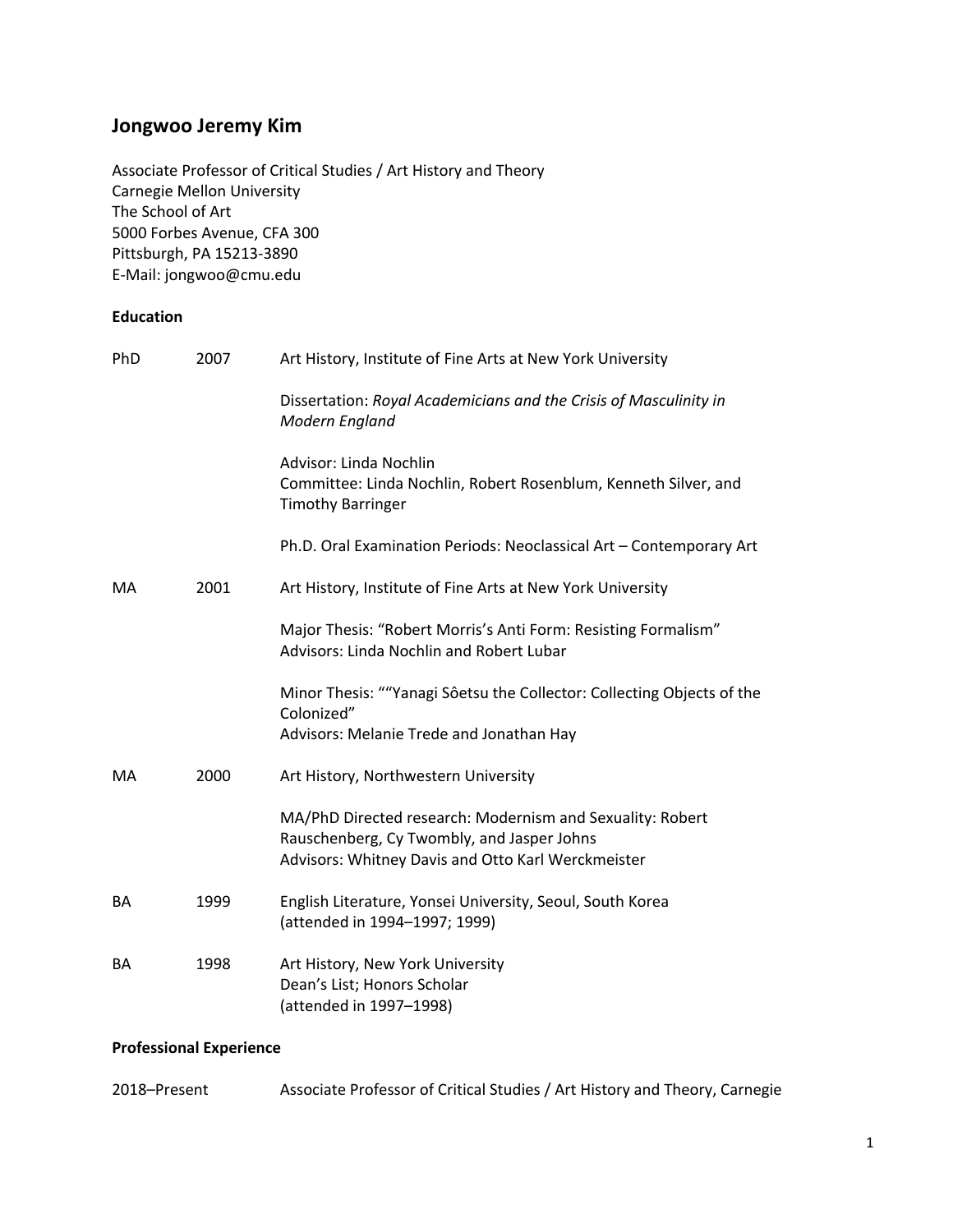# Jongwoo Jeremy Kim

Associate Professor of Critical Studies / Art History and Theory
Carnegie Mellon University
The School of Art
5000 Forbes Avenue, CFA 300
Pittsburgh, PA 15213-3890
E-Mail: jongwoo@cmu.edu

## Education

| | | |
|---|---|---|
| PhD | 2007 | Art History, Institute of Fine Arts at New York University<br><br>Dissertation: *Royal Academicians and the Crisis of Masculinity in Modern England*<br><br>Advisor: Linda Nochlin<br>Committee: Linda Nochlin, Robert Rosenblum, Kenneth Silver, and Timothy Barringer<br><br>Ph.D. Oral Examination Periods: Neoclassical Art – Contemporary Art |
| MA | 2001 | Art History, Institute of Fine Arts at New York University<br><br>Major Thesis: "Robert Morris's Anti Form: Resisting Formalism"<br>Advisors: Linda Nochlin and Robert Lubar<br><br>Minor Thesis: ""Yanagi Sôetsu the Collector: Collecting Objects of the Colonized"<br>Advisors: Melanie Trede and Jonathan Hay |
| MA | 2000 | Art History, Northwestern University<br><br>MA/PhD Directed research: Modernism and Sexuality: Robert Rauschenberg, Cy Twombly, and Jasper Johns<br>Advisors: Whitney Davis and Otto Karl Werckmeister |
| BA | 1999 | English Literature, Yonsei University, Seoul, South Korea<br>(attended in 1994–1997; 1999) |
| BA | 1998 | Art History, New York University<br>Dean's List; Honors Scholar<br>(attended in 1997–1998) |

## Professional Experience

2018–Present Associate Professor of Critical Studies / Art History and Theory, Carnegie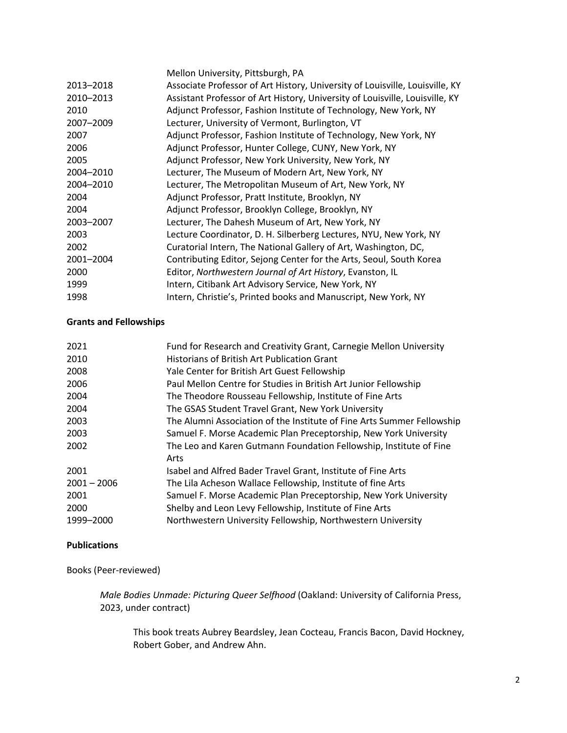| | |
|---|---|
| | Mellon University, Pittsburgh, PA |
| 2013–2018 | Associate Professor of Art History, University of Louisville, Louisville, KY |
| 2010–2013 | Assistant Professor of Art History, University of Louisville, Louisville, KY |
| 2010 | Adjunct Professor, Fashion Institute of Technology, New York, NY |
| 2007–2009 | Lecturer, University of Vermont, Burlington, VT |
| 2007 | Adjunct Professor, Fashion Institute of Technology, New York, NY |
| 2006 | Adjunct Professor, Hunter College, CUNY, New York, NY |
| 2005 | Adjunct Professor, New York University, New York, NY |
| 2004–2010 | Lecturer, The Museum of Modern Art, New York, NY |
| 2004–2010 | Lecturer, The Metropolitan Museum of Art, New York, NY |
| 2004 | Adjunct Professor, Pratt Institute, Brooklyn, NY |
| 2004 | Adjunct Professor, Brooklyn College, Brooklyn, NY |
| 2003–2007 | Lecturer, The Dahesh Museum of Art, New York, NY |
| 2003 | Lecture Coordinator, D. H. Silberberg Lectures, NYU, New York, NY |
| 2002 | Curatorial Intern, The National Gallery of Art, Washington, DC, |
| 2001–2004 | Contributing Editor, Sejong Center for the Arts, Seoul, South Korea |
| 2000 | Editor, *Northwestern Journal of Art History*, Evanston, IL |
| 1999 | Intern, Citibank Art Advisory Service, New York, NY |
| 1998 | Intern, Christie's, Printed books and Manuscript, New York, NY |

**Grants and Fellowships**

| | |
|---|---|
| 2021 | Fund for Research and Creativity Grant, Carnegie Mellon University |
| 2010 | Historians of British Art Publication Grant |
| 2008 | Yale Center for British Art Guest Fellowship |
| 2006 | Paul Mellon Centre for Studies in British Art Junior Fellowship |
| 2004 | The Theodore Rousseau Fellowship, Institute of Fine Arts |
| 2004 | The GSAS Student Travel Grant, New York University |
| 2003 | The Alumni Association of the Institute of Fine Arts Summer Fellowship |
| 2003 | Samuel F. Morse Academic Plan Preceptorship, New York University |
| 2002 | The Leo and Karen Gutmann Foundation Fellowship, Institute of Fine Arts |
| 2001 | Isabel and Alfred Bader Travel Grant, Institute of Fine Arts |
| 2001 – 2006 | The Lila Acheson Wallace Fellowship, Institute of fine Arts |
| 2001 | Samuel F. Morse Academic Plan Preceptorship, New York University |
| 2000 | Shelby and Leon Levy Fellowship, Institute of Fine Arts |
| 1999–2000 | Northwestern University Fellowship, Northwestern University |

**Publications**

Books (Peer-reviewed)

> *Male Bodies Unmade: Picturing Queer Selfhood* (Oakland: University of California Press, 2023, under contract)
>
> > This book treats Aubrey Beardsley, Jean Cocteau, Francis Bacon, David Hockney, Robert Gober, and Andrew Ahn.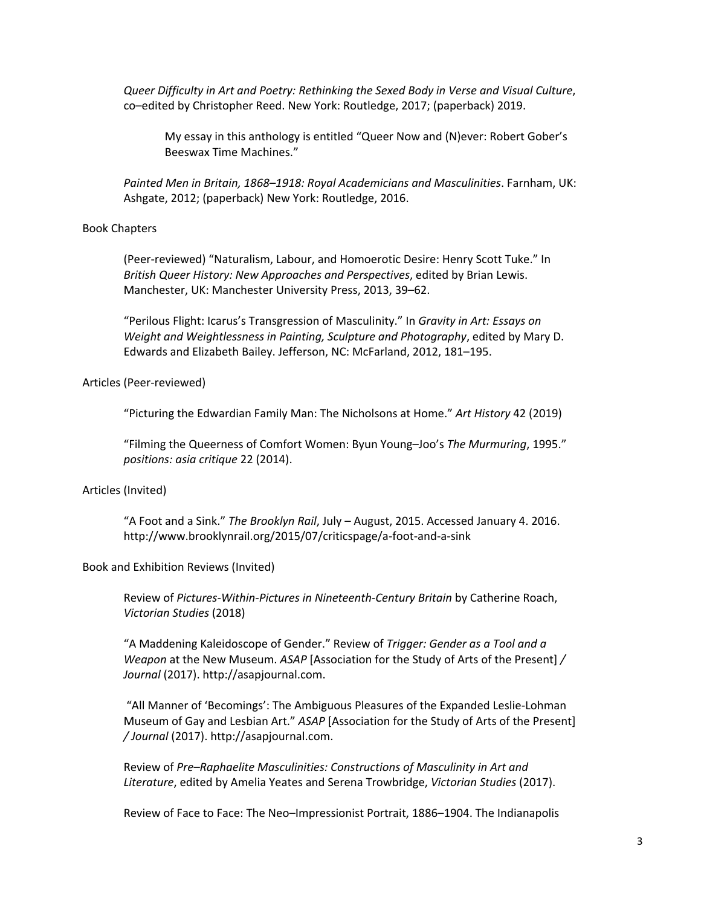*Queer Difficulty in Art and Poetry: Rethinking the Sexed Body in Verse and Visual Culture*, co–edited by Christopher Reed. New York: Routledge, 2017; (paperback) 2019.

> My essay in this anthology is entitled "Queer Now and (N)ever: Robert Gober's Beeswax Time Machines."

*Painted Men in Britain, 1868–1918: Royal Academicians and Masculinities*. Farnham, UK: Ashgate, 2012; (paperback) New York: Routledge, 2016.

### Book Chapters

(Peer-reviewed) "Naturalism, Labour, and Homoerotic Desire: Henry Scott Tuke." In *British Queer History: New Approaches and Perspectives*, edited by Brian Lewis. Manchester, UK: Manchester University Press, 2013, 39–62.

"Perilous Flight: Icarus's Transgression of Masculinity." In *Gravity in Art: Essays on Weight and Weightlessness in Painting, Sculpture and Photography*, edited by Mary D. Edwards and Elizabeth Bailey. Jefferson, NC: McFarland, 2012, 181–195.

### Articles (Peer-reviewed)

"Picturing the Edwardian Family Man: The Nicholsons at Home." *Art History* 42 (2019)

"Filming the Queerness of Comfort Women: Byun Young–Joo's *The Murmuring*, 1995." *positions: asia critique* 22 (2014).

### Articles (Invited)

"A Foot and a Sink." *The Brooklyn Rail*, July – August, 2015. Accessed January 4. 2016. http://www.brooklynrail.org/2015/07/criticspage/a-foot-and-a-sink

### Book and Exhibition Reviews (Invited)

Review of *Pictures-Within-Pictures in Nineteenth-Century Britain* by Catherine Roach, *Victorian Studies* (2018)

"A Maddening Kaleidoscope of Gender." Review of *Trigger: Gender as a Tool and a Weapon* at the New Museum. *ASAP* [Association for the Study of Arts of the Present] */ Journal* (2017). http://asapjournal.com.

"All Manner of 'Becomings': The Ambiguous Pleasures of the Expanded Leslie-Lohman Museum of Gay and Lesbian Art." *ASAP* [Association for the Study of Arts of the Present] */ Journal* (2017). http://asapjournal.com.

Review of *Pre–Raphaelite Masculinities: Constructions of Masculinity in Art and Literature*, edited by Amelia Yeates and Serena Trowbridge, *Victorian Studies* (2017).

Review of Face to Face: The Neo–Impressionist Portrait, 1886–1904. The Indianapolis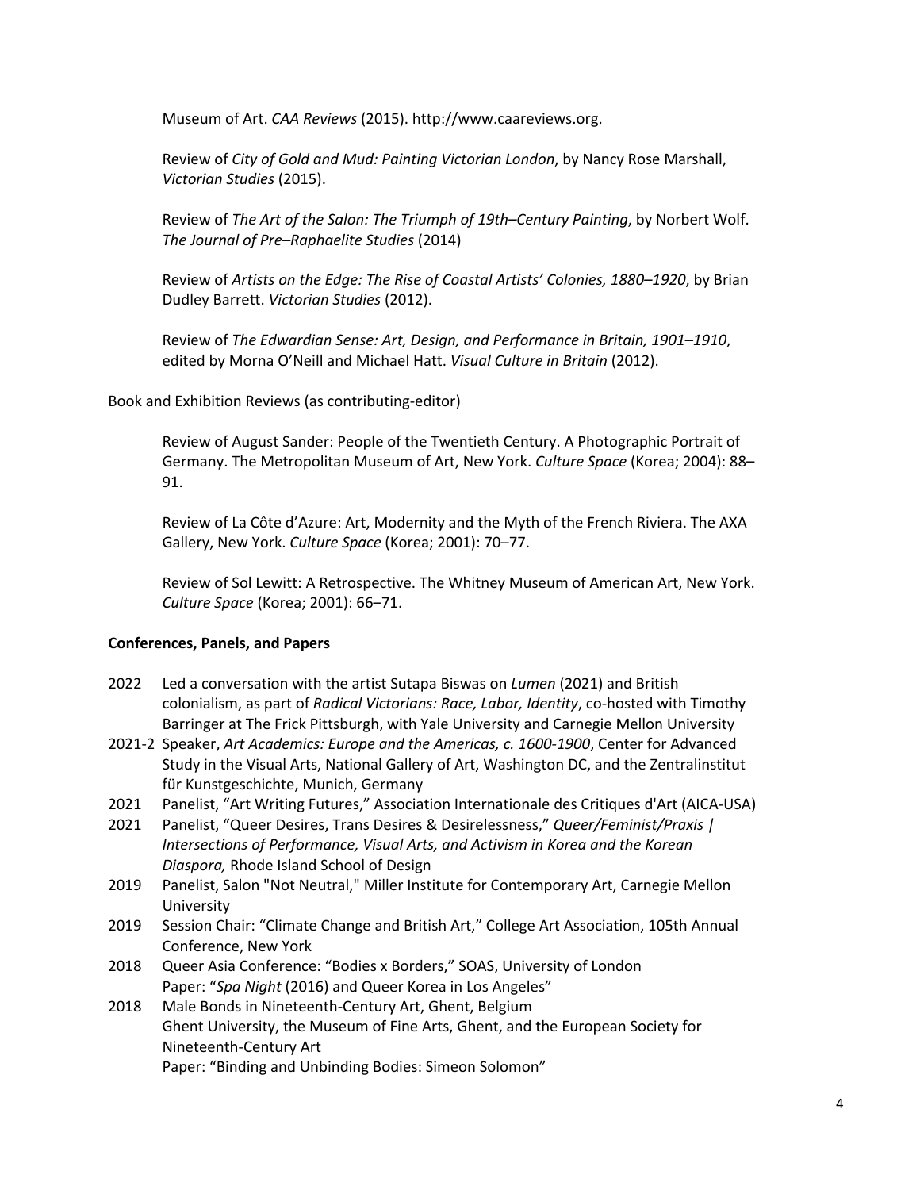Museum of Art. *CAA Reviews* (2015). http://www.caareviews.org.

Review of *City of Gold and Mud: Painting Victorian London*, by Nancy Rose Marshall, *Victorian Studies* (2015).

Review of *The Art of the Salon: The Triumph of 19th–Century Painting*, by Norbert Wolf. *The Journal of Pre–Raphaelite Studies* (2014)

Review of *Artists on the Edge: The Rise of Coastal Artists' Colonies, 1880–1920*, by Brian Dudley Barrett. *Victorian Studies* (2012).

Review of *The Edwardian Sense: Art, Design, and Performance in Britain, 1901–1910*, edited by Morna O'Neill and Michael Hatt. *Visual Culture in Britain* (2012).

Book and Exhibition Reviews (as contributing-editor)

Review of August Sander: People of the Twentieth Century. A Photographic Portrait of Germany. The Metropolitan Museum of Art, New York. *Culture Space* (Korea; 2004): 88–91.

Review of La Côte d'Azure: Art, Modernity and the Myth of the French Riviera. The AXA Gallery, New York. *Culture Space* (Korea; 2001): 70–77.

Review of Sol Lewitt: A Retrospective. The Whitney Museum of American Art, New York. *Culture Space* (Korea; 2001): 66–71.

**Conferences, Panels, and Papers**

2022 Led a conversation with the artist Sutapa Biswas on *Lumen* (2021) and British colonialism, as part of *Radical Victorians: Race, Labor, Identity*, co-hosted with Timothy Barringer at The Frick Pittsburgh, with Yale University and Carnegie Mellon University

2021-2 Speaker, *Art Academics: Europe and the Americas, c. 1600-1900*, Center for Advanced Study in the Visual Arts, National Gallery of Art, Washington DC, and the Zentralinstitut für Kunstgeschichte, Munich, Germany

2021 Panelist, "Art Writing Futures," Association Internationale des Critiques d'Art (AICA-USA)

2021 Panelist, "Queer Desires, Trans Desires & Desirelessness," *Queer/Feminist/Praxis | Intersections of Performance, Visual Arts, and Activism in Korea and the Korean Diaspora,* Rhode Island School of Design

2019 Panelist, Salon "Not Neutral," Miller Institute for Contemporary Art, Carnegie Mellon University

2019 Session Chair: "Climate Change and British Art," College Art Association, 105th Annual Conference, New York

2018 Queer Asia Conference: "Bodies x Borders," SOAS, University of London
Paper: "*Spa Night* (2016) and Queer Korea in Los Angeles"

2018 Male Bonds in Nineteenth-Century Art, Ghent, Belgium
Ghent University, the Museum of Fine Arts, Ghent, and the European Society for Nineteenth-Century Art
Paper: "Binding and Unbinding Bodies: Simeon Solomon"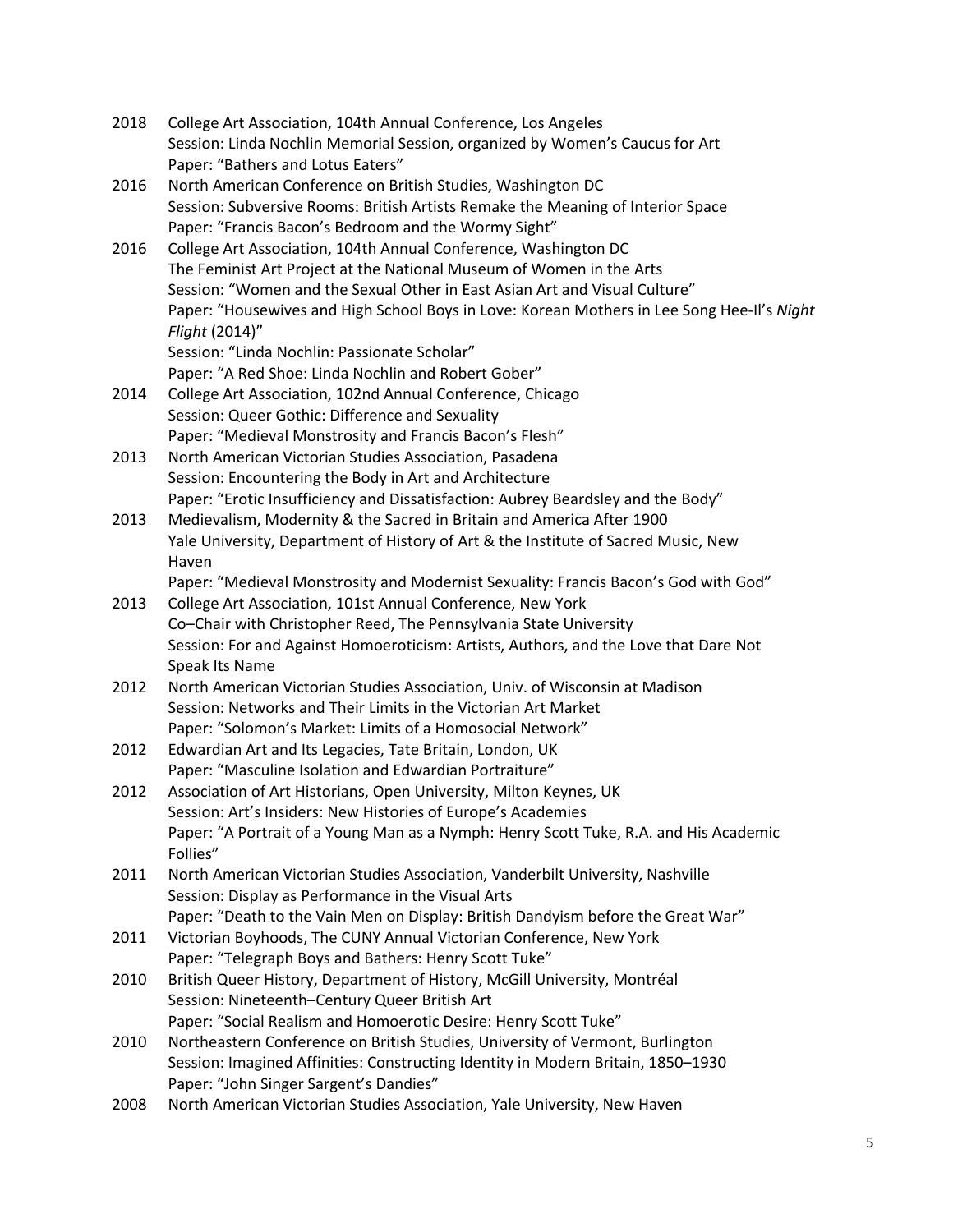2018 College Art Association, 104th Annual Conference, Los Angeles
Session: Linda Nochlin Memorial Session, organized by Women's Caucus for Art
Paper: "Bathers and Lotus Eaters"

2016 North American Conference on British Studies, Washington DC
Session: Subversive Rooms: British Artists Remake the Meaning of Interior Space
Paper: "Francis Bacon's Bedroom and the Wormy Sight"

2016 College Art Association, 104th Annual Conference, Washington DC
The Feminist Art Project at the National Museum of Women in the Arts
Session: "Women and the Sexual Other in East Asian Art and Visual Culture"
Paper: "Housewives and High School Boys in Love: Korean Mothers in Lee Song Hee-Il's *Night Flight* (2014)"
Session: "Linda Nochlin: Passionate Scholar"
Paper: "A Red Shoe: Linda Nochlin and Robert Gober"

2014 College Art Association, 102nd Annual Conference, Chicago
Session: Queer Gothic: Difference and Sexuality
Paper: "Medieval Monstrosity and Francis Bacon's Flesh"

2013 North American Victorian Studies Association, Pasadena
Session: Encountering the Body in Art and Architecture
Paper: "Erotic Insufficiency and Dissatisfaction: Aubrey Beardsley and the Body"

2013 Medievalism, Modernity & the Sacred in Britain and America After 1900
Yale University, Department of History of Art & the Institute of Sacred Music, New Haven
Paper: "Medieval Monstrosity and Modernist Sexuality: Francis Bacon's God with God"

2013 College Art Association, 101st Annual Conference, New York
Co–Chair with Christopher Reed, The Pennsylvania State University
Session: For and Against Homoeroticism: Artists, Authors, and the Love that Dare Not Speak Its Name

2012 North American Victorian Studies Association, Univ. of Wisconsin at Madison
Session: Networks and Their Limits in the Victorian Art Market
Paper: "Solomon's Market: Limits of a Homosocial Network"

2012 Edwardian Art and Its Legacies, Tate Britain, London, UK
Paper: "Masculine Isolation and Edwardian Portraiture"

2012 Association of Art Historians, Open University, Milton Keynes, UK
Session: Art's Insiders: New Histories of Europe's Academies
Paper: "A Portrait of a Young Man as a Nymph: Henry Scott Tuke, R.A. and His Academic Follies"

2011 North American Victorian Studies Association, Vanderbilt University, Nashville
Session: Display as Performance in the Visual Arts
Paper: "Death to the Vain Men on Display: British Dandyism before the Great War"

2011 Victorian Boyhoods, The CUNY Annual Victorian Conference, New York
Paper: "Telegraph Boys and Bathers: Henry Scott Tuke"

2010 British Queer History, Department of History, McGill University, Montréal
Session: Nineteenth–Century Queer British Art
Paper: "Social Realism and Homoerotic Desire: Henry Scott Tuke"

2010 Northeastern Conference on British Studies, University of Vermont, Burlington
Session: Imagined Affinities: Constructing Identity in Modern Britain, 1850–1930
Paper: "John Singer Sargent's Dandies"

2008 North American Victorian Studies Association, Yale University, New Haven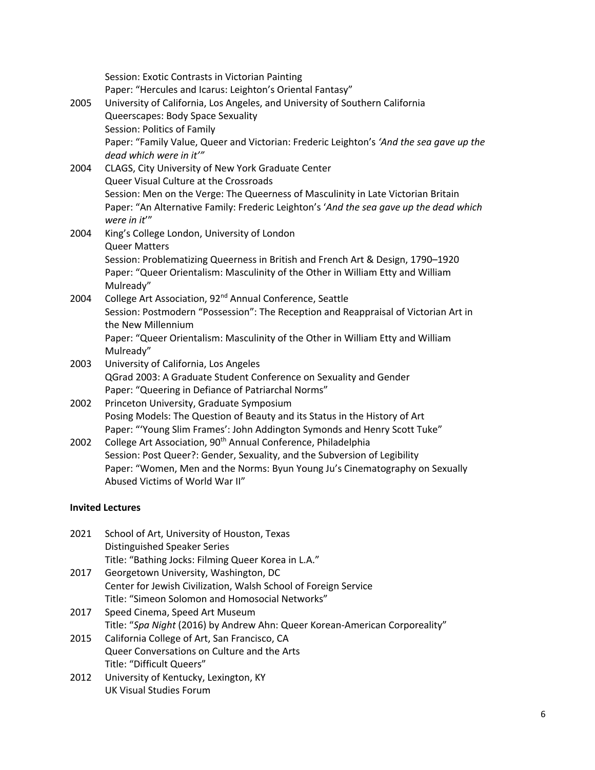Session: Exotic Contrasts in Victorian Painting
Paper: "Hercules and Icarus: Leighton's Oriental Fantasy"

2005 University of California, Los Angeles, and University of Southern California
Queerscapes: Body Space Sexuality
Session: Politics of Family
Paper: "Family Value, Queer and Victorian: Frederic Leighton's *'And the sea gave up the dead which were in it'*"

2004 CLAGS, City University of New York Graduate Center
Queer Visual Culture at the Crossroads
Session: Men on the Verge: The Queerness of Masculinity in Late Victorian Britain
Paper: "An Alternative Family: Frederic Leighton's '*And the sea gave up the dead which were in it*'"

2004 King's College London, University of London
Queer Matters
Session: Problematizing Queerness in British and French Art & Design, 1790–1920
Paper: "Queer Orientalism: Masculinity of the Other in William Etty and William Mulready"

2004 College Art Association, 92nd Annual Conference, Seattle
Session: Postmodern "Possession": The Reception and Reappraisal of Victorian Art in the New Millennium
Paper: "Queer Orientalism: Masculinity of the Other in William Etty and William Mulready"

2003 University of California, Los Angeles
QGrad 2003: A Graduate Student Conference on Sexuality and Gender
Paper: "Queering in Defiance of Patriarchal Norms"

2002 Princeton University, Graduate Symposium
Posing Models: The Question of Beauty and its Status in the History of Art
Paper: "'Young Slim Frames': John Addington Symonds and Henry Scott Tuke"

2002 College Art Association, 90th Annual Conference, Philadelphia
Session: Post Queer?: Gender, Sexuality, and the Subversion of Legibility
Paper: "Women, Men and the Norms: Byun Young Ju's Cinematography on Sexually Abused Victims of World War II"

**Invited Lectures**

2021 School of Art, University of Houston, Texas
Distinguished Speaker Series
Title: "Bathing Jocks: Filming Queer Korea in L.A."

2017 Georgetown University, Washington, DC
Center for Jewish Civilization, Walsh School of Foreign Service
Title: "Simeon Solomon and Homosocial Networks"

2017 Speed Cinema, Speed Art Museum
Title: "*Spa Night* (2016) by Andrew Ahn: Queer Korean-American Corporeality"

2015 California College of Art, San Francisco, CA
Queer Conversations on Culture and the Arts
Title: "Difficult Queers"

2012 University of Kentucky, Lexington, KY
UK Visual Studies Forum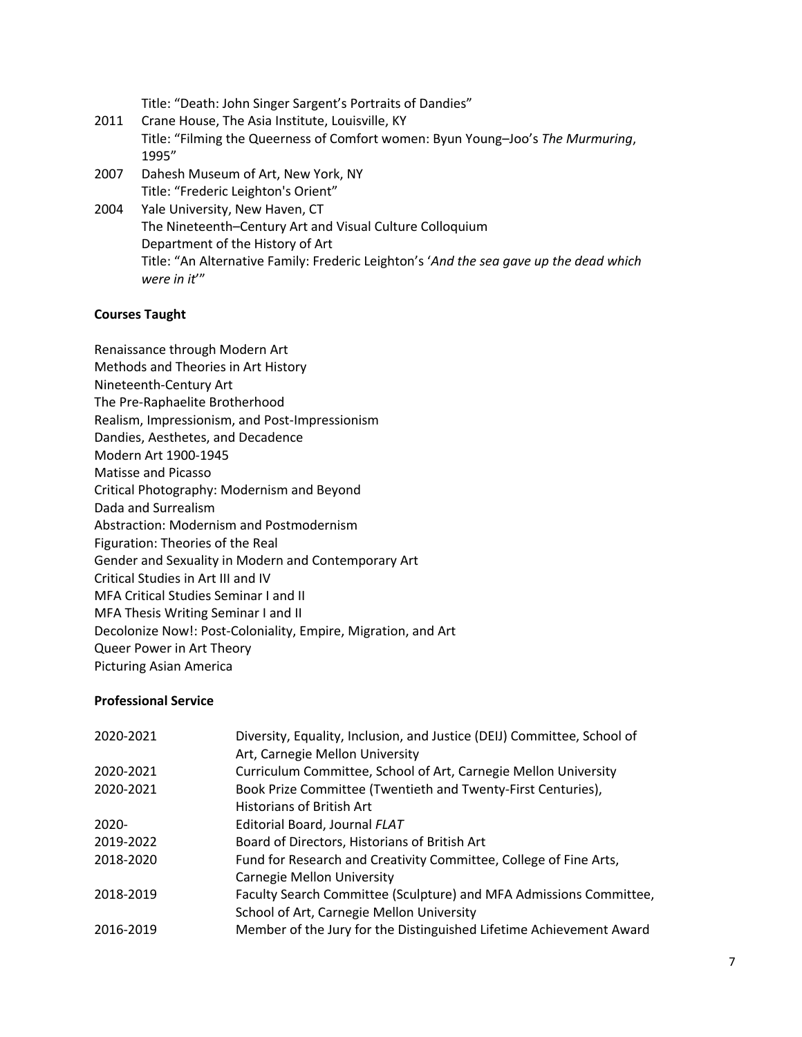Title: "Death: John Singer Sargent's Portraits of Dandies"

2011 Crane House, The Asia Institute, Louisville, KY
Title: "Filming the Queerness of Comfort women: Byun Young–Joo's *The Murmuring*, 1995"

2007 Dahesh Museum of Art, New York, NY
Title: "Frederic Leighton's Orient"

2004 Yale University, New Haven, CT
The Nineteenth–Century Art and Visual Culture Colloquium
Department of the History of Art
Title: "An Alternative Family: Frederic Leighton's '*And the sea gave up the dead which were in it*'"

**Courses Taught**

Renaissance through Modern Art
Methods and Theories in Art History
Nineteenth-Century Art
The Pre-Raphaelite Brotherhood
Realism, Impressionism, and Post-Impressionism
Dandies, Aesthetes, and Decadence
Modern Art 1900-1945
Matisse and Picasso
Critical Photography: Modernism and Beyond
Dada and Surrealism
Abstraction: Modernism and Postmodernism
Figuration: Theories of the Real
Gender and Sexuality in Modern and Contemporary Art
Critical Studies in Art III and IV
MFA Critical Studies Seminar I and II
MFA Thesis Writing Seminar I and II
Decolonize Now!: Post-Coloniality, Empire, Migration, and Art
Queer Power in Art Theory
Picturing Asian America

**Professional Service**

| | |
|---|---|
| 2020-2021 | Diversity, Equality, Inclusion, and Justice (DEIJ) Committee, School of Art, Carnegie Mellon University |
| 2020-2021 | Curriculum Committee, School of Art, Carnegie Mellon University |
| 2020-2021 | Book Prize Committee (Twentieth and Twenty-First Centuries), Historians of British Art |
| 2020- | Editorial Board, Journal *FLAT* |
| 2019-2022 | Board of Directors, Historians of British Art |
| 2018-2020 | Fund for Research and Creativity Committee, College of Fine Arts, Carnegie Mellon University |
| 2018-2019 | Faculty Search Committee (Sculpture) and MFA Admissions Committee, School of Art, Carnegie Mellon University |
| 2016-2019 | Member of the Jury for the Distinguished Lifetime Achievement Award |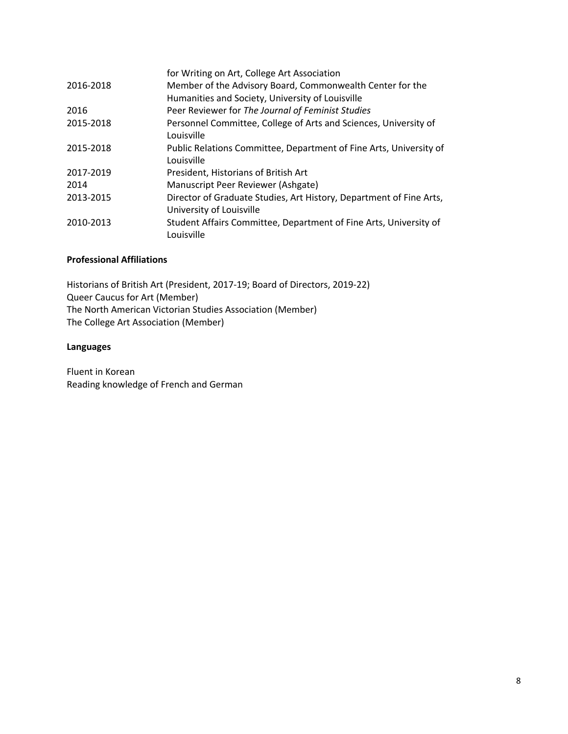| | |
|---|---|
| | for Writing on Art, College Art Association |
| 2016-2018 | Member of the Advisory Board, Commonwealth Center for the Humanities and Society, University of Louisville |
| 2016 | Peer Reviewer for *The Journal of Feminist Studies* |
| 2015-2018 | Personnel Committee, College of Arts and Sciences, University of Louisville |
| 2015-2018 | Public Relations Committee, Department of Fine Arts, University of Louisville |
| 2017-2019 | President, Historians of British Art |
| 2014 | Manuscript Peer Reviewer (Ashgate) |
| 2013-2015 | Director of Graduate Studies, Art History, Department of Fine Arts, University of Louisville |
| 2010-2013 | Student Affairs Committee, Department of Fine Arts, University of Louisville |

**Professional Affiliations**

Historians of British Art (President, 2017-19; Board of Directors, 2019-22)
Queer Caucus for Art (Member)
The North American Victorian Studies Association (Member)
The College Art Association (Member)

**Languages**

Fluent in Korean
Reading knowledge of French and German